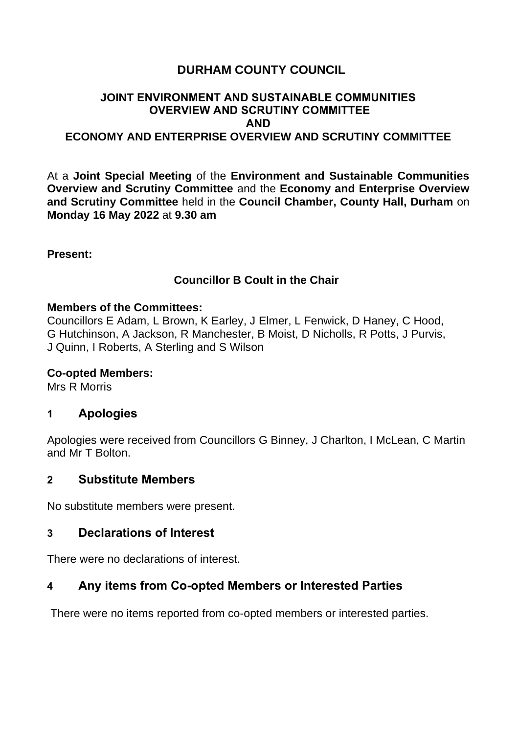# DURHAM COUNTY COUNCIL

## JOINT ENVIRONMENT AND SUSTAINABLE COMMUNITIES OVERVIEW AND SCRUTINY COMMITTEE AND ECONOMY AND ENTERPRISE OVERVIEW AND SCRUTINY COMMITTEE

At a **Joint Special Meeting** of the **Environment and Sustainable Communities Overview and Scrutiny Committee** and the **Economy and Enterprise Overview and Scrutiny Committee** held in the **Council Chamber, County Hall, Durham** on **Monday 16 May 2022** at **9.30 am**

**Present:**

**Councillor B Coult in the Chair**

**Members of the Committees:**
Councillors E Adam, L Brown, K Earley, J Elmer, L Fenwick, D Haney, C Hood, G Hutchinson, A Jackson, R Manchester, B Moist, D Nicholls, R Potts, J Purvis, J Quinn, I Roberts, A Sterling and S Wilson

**Co-opted Members:**
Mrs R Morris

## 1 Apologies

Apologies were received from Councillors G Binney, J Charlton, I McLean, C Martin and Mr T Bolton.

## 2 Substitute Members

No substitute members were present.

## 3 Declarations of Interest

There were no declarations of interest.

## 4 Any items from Co-opted Members or Interested Parties

There were no items reported from co-opted members or interested parties.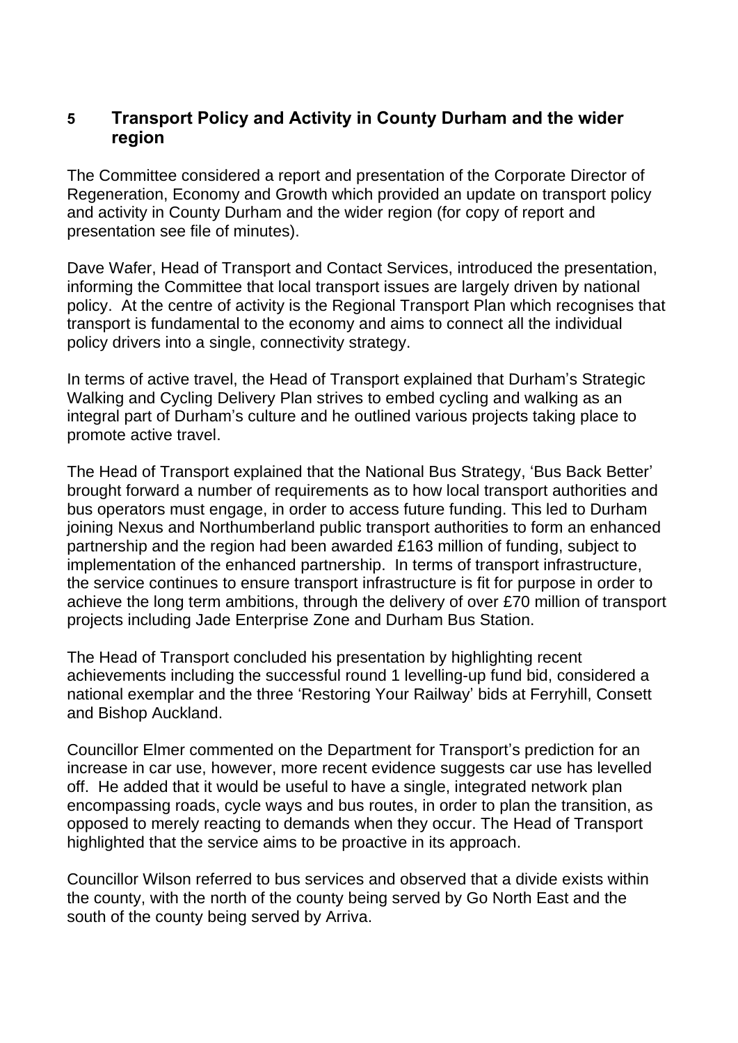## 5 Transport Policy and Activity in County Durham and the wider region

The Committee considered a report and presentation of the Corporate Director of Regeneration, Economy and Growth which provided an update on transport policy and activity in County Durham and the wider region (for copy of report and presentation see file of minutes).

Dave Wafer, Head of Transport and Contact Services, introduced the presentation, informing the Committee that local transport issues are largely driven by national policy. At the centre of activity is the Regional Transport Plan which recognises that transport is fundamental to the economy and aims to connect all the individual policy drivers into a single, connectivity strategy.

In terms of active travel, the Head of Transport explained that Durham's Strategic Walking and Cycling Delivery Plan strives to embed cycling and walking as an integral part of Durham's culture and he outlined various projects taking place to promote active travel.

The Head of Transport explained that the National Bus Strategy, 'Bus Back Better' brought forward a number of requirements as to how local transport authorities and bus operators must engage, in order to access future funding. This led to Durham joining Nexus and Northumberland public transport authorities to form an enhanced partnership and the region had been awarded £163 million of funding, subject to implementation of the enhanced partnership. In terms of transport infrastructure, the service continues to ensure transport infrastructure is fit for purpose in order to achieve the long term ambitions, through the delivery of over £70 million of transport projects including Jade Enterprise Zone and Durham Bus Station.

The Head of Transport concluded his presentation by highlighting recent achievements including the successful round 1 levelling-up fund bid, considered a national exemplar and the three 'Restoring Your Railway' bids at Ferryhill, Consett and Bishop Auckland.

Councillor Elmer commented on the Department for Transport's prediction for an increase in car use, however, more recent evidence suggests car use has levelled off. He added that it would be useful to have a single, integrated network plan encompassing roads, cycle ways and bus routes, in order to plan the transition, as opposed to merely reacting to demands when they occur. The Head of Transport highlighted that the service aims to be proactive in its approach.

Councillor Wilson referred to bus services and observed that a divide exists within the county, with the north of the county being served by Go North East and the south of the county being served by Arriva.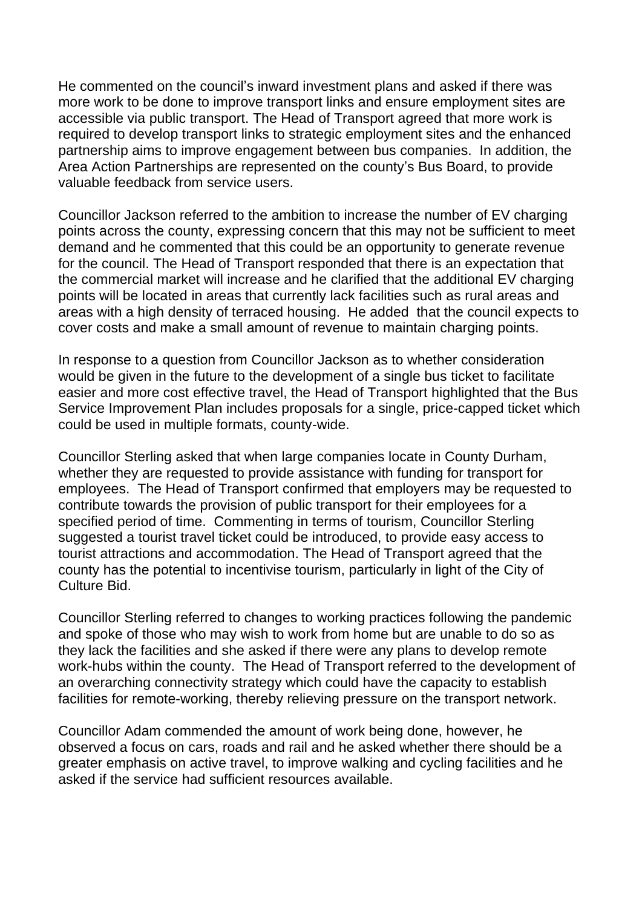He commented on the council's inward investment plans and asked if there was more work to be done to improve transport links and ensure employment sites are accessible via public transport. The Head of Transport agreed that more work is required to develop transport links to strategic employment sites and the enhanced partnership aims to improve engagement between bus companies.  In addition, the Area Action Partnerships are represented on the county's Bus Board, to provide valuable feedback from service users.

Councillor Jackson referred to the ambition to increase the number of EV charging points across the county, expressing concern that this may not be sufficient to meet demand and he commented that this could be an opportunity to generate revenue for the council. The Head of Transport responded that there is an expectation that the commercial market will increase and he clarified that the additional EV charging points will be located in areas that currently lack facilities such as rural areas and areas with a high density of terraced housing.  He added  that the council expects to cover costs and make a small amount of revenue to maintain charging points.

In response to a question from Councillor Jackson as to whether consideration would be given in the future to the development of a single bus ticket to facilitate easier and more cost effective travel, the Head of Transport highlighted that the Bus Service Improvement Plan includes proposals for a single, price-capped ticket which could be used in multiple formats, county-wide.

Councillor Sterling asked that when large companies locate in County Durham, whether they are requested to provide assistance with funding for transport for employees.  The Head of Transport confirmed that employers may be requested to contribute towards the provision of public transport for their employees for a specified period of time.  Commenting in terms of tourism, Councillor Sterling suggested a tourist travel ticket could be introduced, to provide easy access to tourist attractions and accommodation. The Head of Transport agreed that the county has the potential to incentivise tourism, particularly in light of the City of Culture Bid.

Councillor Sterling referred to changes to working practices following the pandemic and spoke of those who may wish to work from home but are unable to do so as they lack the facilities and she asked if there were any plans to develop remote work-hubs within the county.  The Head of Transport referred to the development of an overarching connectivity strategy which could have the capacity to establish facilities for remote-working, thereby relieving pressure on the transport network.

Councillor Adam commended the amount of work being done, however, he observed a focus on cars, roads and rail and he asked whether there should be a greater emphasis on active travel, to improve walking and cycling facilities and he asked if the service had sufficient resources available.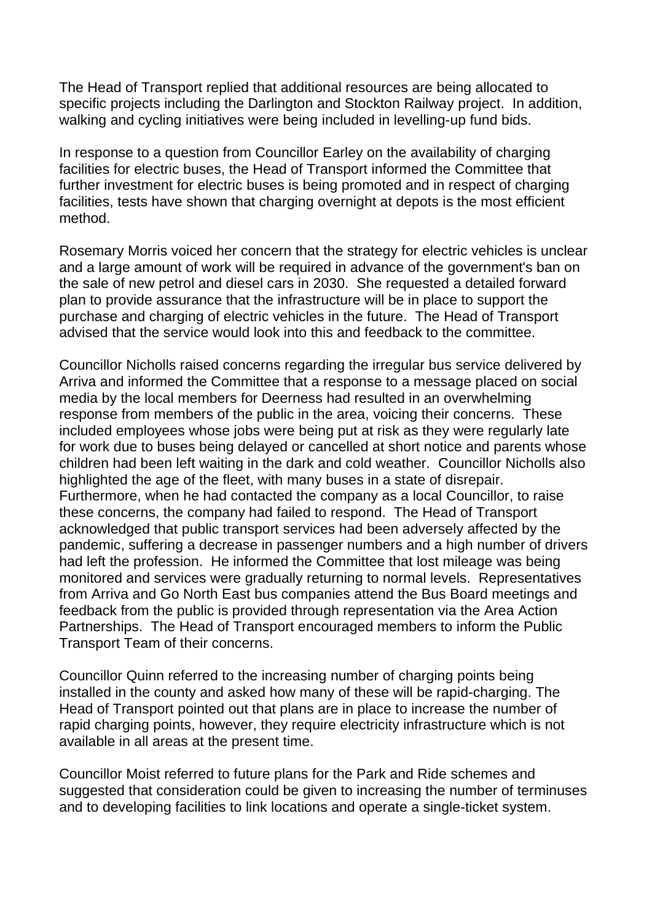The Head of Transport replied that additional resources are being allocated to specific projects including the Darlington and Stockton Railway project. In addition, walking and cycling initiatives were being included in levelling-up fund bids.

In response to a question from Councillor Earley on the availability of charging facilities for electric buses, the Head of Transport informed the Committee that further investment for electric buses is being promoted and in respect of charging facilities, tests have shown that charging overnight at depots is the most efficient method.

Rosemary Morris voiced her concern that the strategy for electric vehicles is unclear and a large amount of work will be required in advance of the government's ban on the sale of new petrol and diesel cars in 2030. She requested a detailed forward plan to provide assurance that the infrastructure will be in place to support the purchase and charging of electric vehicles in the future. The Head of Transport advised that the service would look into this and feedback to the committee.

Councillor Nicholls raised concerns regarding the irregular bus service delivered by Arriva and informed the Committee that a response to a message placed on social media by the local members for Deerness had resulted in an overwhelming response from members of the public in the area, voicing their concerns. These included employees whose jobs were being put at risk as they were regularly late for work due to buses being delayed or cancelled at short notice and parents whose children had been left waiting in the dark and cold weather. Councillor Nicholls also highlighted the age of the fleet, with many buses in a state of disrepair. Furthermore, when he had contacted the company as a local Councillor, to raise these concerns, the company had failed to respond. The Head of Transport acknowledged that public transport services had been adversely affected by the pandemic, suffering a decrease in passenger numbers and a high number of drivers had left the profession. He informed the Committee that lost mileage was being monitored and services were gradually returning to normal levels. Representatives from Arriva and Go North East bus companies attend the Bus Board meetings and feedback from the public is provided through representation via the Area Action Partnerships. The Head of Transport encouraged members to inform the Public Transport Team of their concerns.

Councillor Quinn referred to the increasing number of charging points being installed in the county and asked how many of these will be rapid-charging. The Head of Transport pointed out that plans are in place to increase the number of rapid charging points, however, they require electricity infrastructure which is not available in all areas at the present time.

Councillor Moist referred to future plans for the Park and Ride schemes and suggested that consideration could be given to increasing the number of terminuses and to developing facilities to link locations and operate a single-ticket system.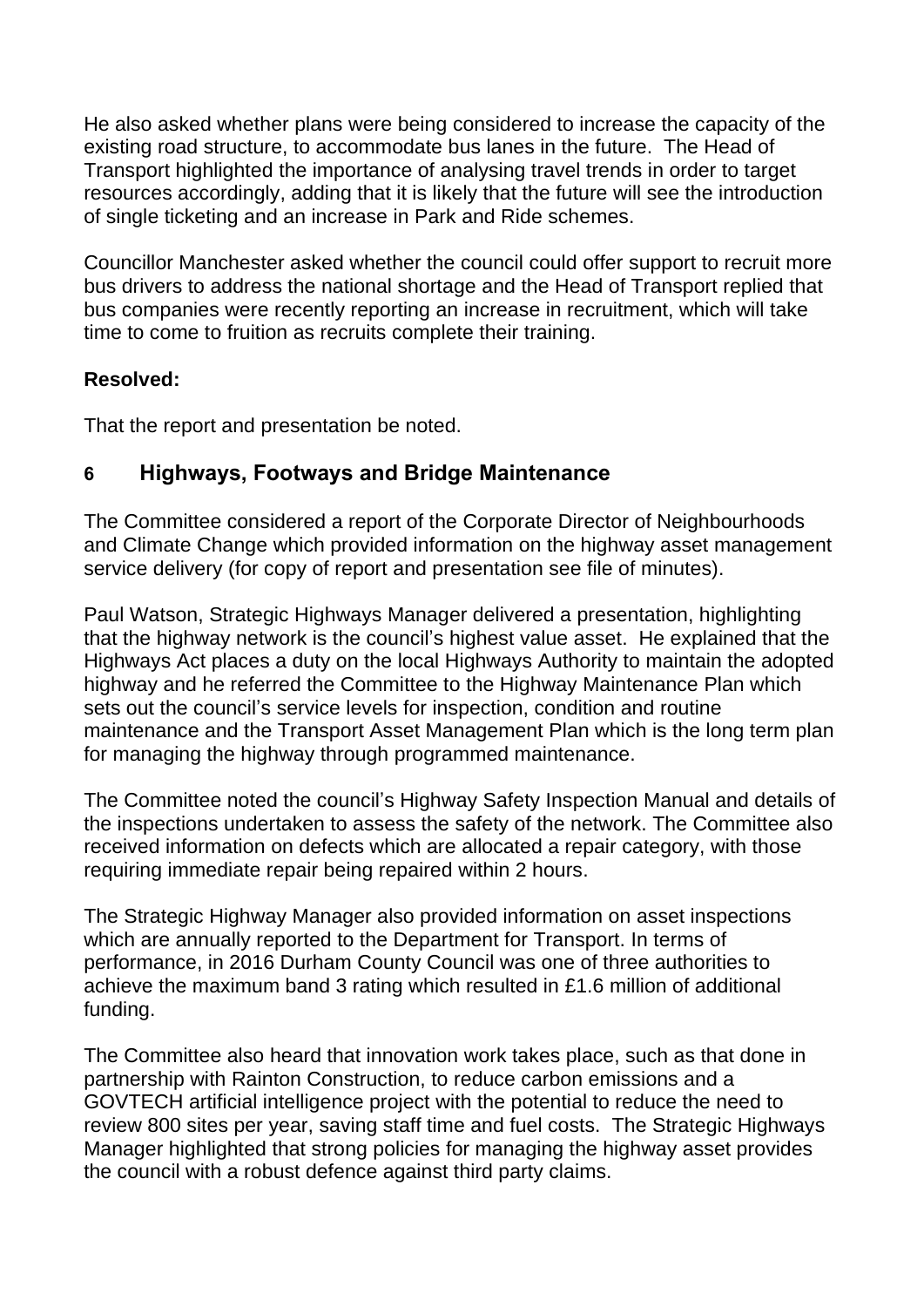He also asked whether plans were being considered to increase the capacity of the existing road structure, to accommodate bus lanes in the future. The Head of Transport highlighted the importance of analysing travel trends in order to target resources accordingly, adding that it is likely that the future will see the introduction of single ticketing and an increase in Park and Ride schemes.

Councillor Manchester asked whether the council could offer support to recruit more bus drivers to address the national shortage and the Head of Transport replied that bus companies were recently reporting an increase in recruitment, which will take time to come to fruition as recruits complete their training.

**Resolved:**

That the report and presentation be noted.

## 6 Highways, Footways and Bridge Maintenance

The Committee considered a report of the Corporate Director of Neighbourhoods and Climate Change which provided information on the highway asset management service delivery (for copy of report and presentation see file of minutes).

Paul Watson, Strategic Highways Manager delivered a presentation, highlighting that the highway network is the council's highest value asset. He explained that the Highways Act places a duty on the local Highways Authority to maintain the adopted highway and he referred the Committee to the Highway Maintenance Plan which sets out the council's service levels for inspection, condition and routine maintenance and the Transport Asset Management Plan which is the long term plan for managing the highway through programmed maintenance.

The Committee noted the council's Highway Safety Inspection Manual and details of the inspections undertaken to assess the safety of the network. The Committee also received information on defects which are allocated a repair category, with those requiring immediate repair being repaired within 2 hours.

The Strategic Highway Manager also provided information on asset inspections which are annually reported to the Department for Transport. In terms of performance, in 2016 Durham County Council was one of three authorities to achieve the maximum band 3 rating which resulted in £1.6 million of additional funding.

The Committee also heard that innovation work takes place, such as that done in partnership with Rainton Construction, to reduce carbon emissions and a GOVTECH artificial intelligence project with the potential to reduce the need to review 800 sites per year, saving staff time and fuel costs. The Strategic Highways Manager highlighted that strong policies for managing the highway asset provides the council with a robust defence against third party claims.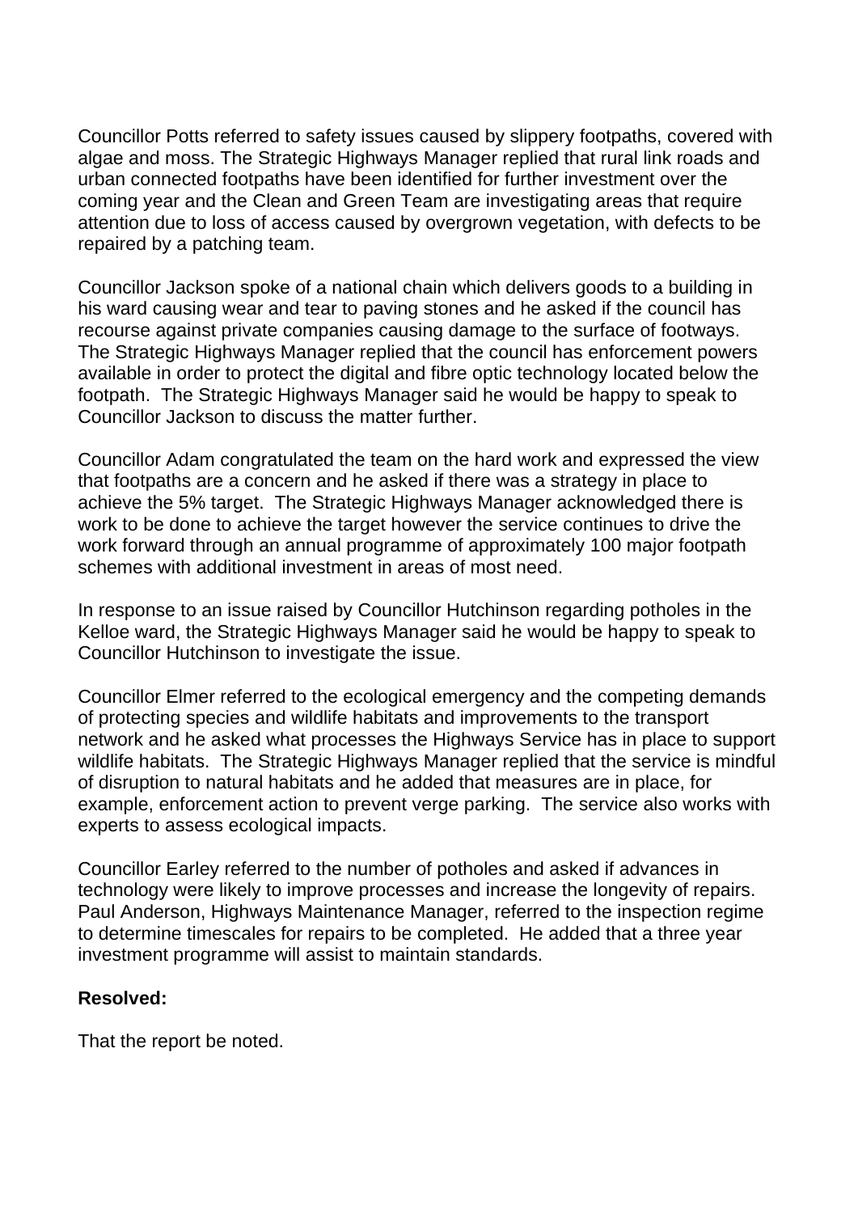Councillor Potts referred to safety issues caused by slippery footpaths, covered with algae and moss. The Strategic Highways Manager replied that rural link roads and urban connected footpaths have been identified for further investment over the coming year and the Clean and Green Team are investigating areas that require attention due to loss of access caused by overgrown vegetation, with defects to be repaired by a patching team.

Councillor Jackson spoke of a national chain which delivers goods to a building in his ward causing wear and tear to paving stones and he asked if the council has recourse against private companies causing damage to the surface of footways. The Strategic Highways Manager replied that the council has enforcement powers available in order to protect the digital and fibre optic technology located below the footpath. The Strategic Highways Manager said he would be happy to speak to Councillor Jackson to discuss the matter further.

Councillor Adam congratulated the team on the hard work and expressed the view that footpaths are a concern and he asked if there was a strategy in place to achieve the 5% target. The Strategic Highways Manager acknowledged there is work to be done to achieve the target however the service continues to drive the work forward through an annual programme of approximately 100 major footpath schemes with additional investment in areas of most need.

In response to an issue raised by Councillor Hutchinson regarding potholes in the Kelloe ward, the Strategic Highways Manager said he would be happy to speak to Councillor Hutchinson to investigate the issue.

Councillor Elmer referred to the ecological emergency and the competing demands of protecting species and wildlife habitats and improvements to the transport network and he asked what processes the Highways Service has in place to support wildlife habitats. The Strategic Highways Manager replied that the service is mindful of disruption to natural habitats and he added that measures are in place, for example, enforcement action to prevent verge parking. The service also works with experts to assess ecological impacts.

Councillor Earley referred to the number of potholes and asked if advances in technology were likely to improve processes and increase the longevity of repairs. Paul Anderson, Highways Maintenance Manager, referred to the inspection regime to determine timescales for repairs to be completed. He added that a three year investment programme will assist to maintain standards.

**Resolved:**

That the report be noted.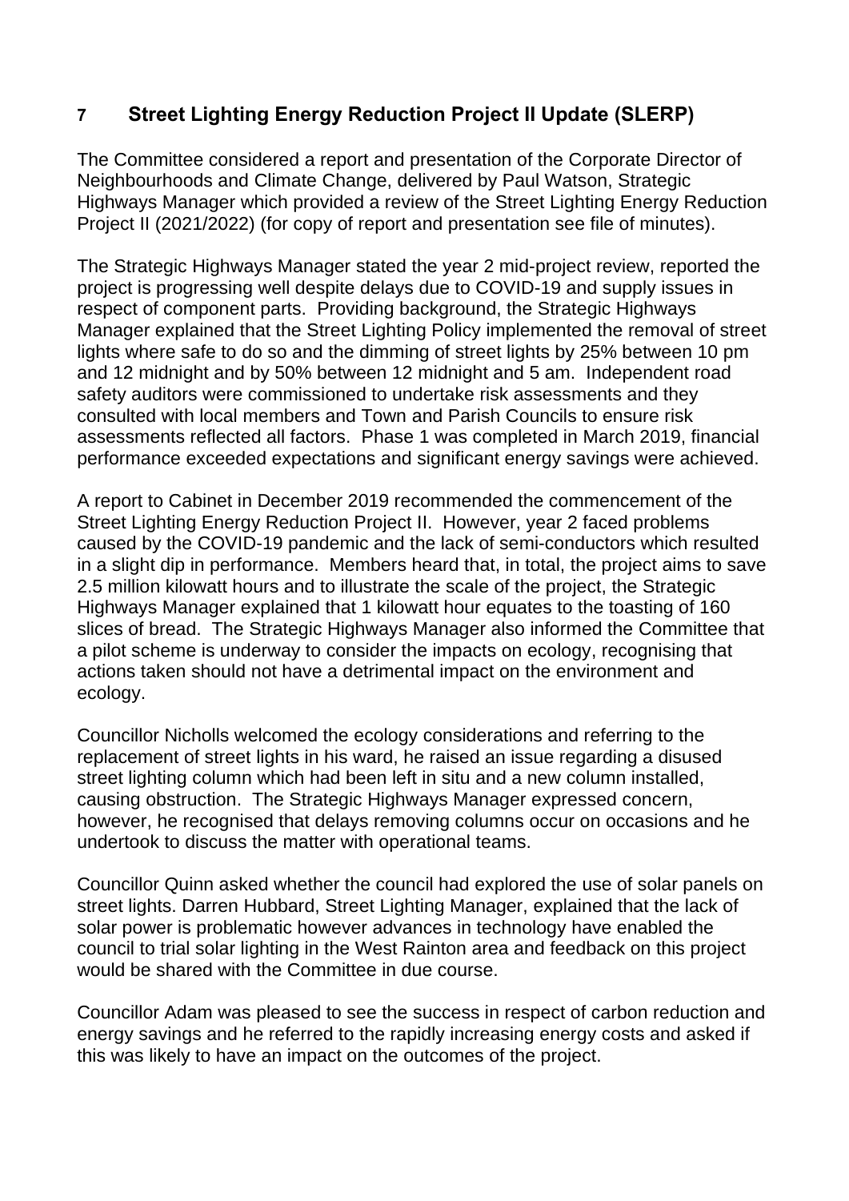## 7 Street Lighting Energy Reduction Project II Update (SLERP)

The Committee considered a report and presentation of the Corporate Director of Neighbourhoods and Climate Change, delivered by Paul Watson, Strategic Highways Manager which provided a review of the Street Lighting Energy Reduction Project II (2021/2022) (for copy of report and presentation see file of minutes).

The Strategic Highways Manager stated the year 2 mid-project review, reported the project is progressing well despite delays due to COVID-19 and supply issues in respect of component parts. Providing background, the Strategic Highways Manager explained that the Street Lighting Policy implemented the removal of street lights where safe to do so and the dimming of street lights by 25% between 10 pm and 12 midnight and by 50% between 12 midnight and 5 am. Independent road safety auditors were commissioned to undertake risk assessments and they consulted with local members and Town and Parish Councils to ensure risk assessments reflected all factors. Phase 1 was completed in March 2019, financial performance exceeded expectations and significant energy savings were achieved.

A report to Cabinet in December 2019 recommended the commencement of the Street Lighting Energy Reduction Project II. However, year 2 faced problems caused by the COVID-19 pandemic and the lack of semi-conductors which resulted in a slight dip in performance. Members heard that, in total, the project aims to save 2.5 million kilowatt hours and to illustrate the scale of the project, the Strategic Highways Manager explained that 1 kilowatt hour equates to the toasting of 160 slices of bread. The Strategic Highways Manager also informed the Committee that a pilot scheme is underway to consider the impacts on ecology, recognising that actions taken should not have a detrimental impact on the environment and ecology.

Councillor Nicholls welcomed the ecology considerations and referring to the replacement of street lights in his ward, he raised an issue regarding a disused street lighting column which had been left in situ and a new column installed, causing obstruction. The Strategic Highways Manager expressed concern, however, he recognised that delays removing columns occur on occasions and he undertook to discuss the matter with operational teams.

Councillor Quinn asked whether the council had explored the use of solar panels on street lights. Darren Hubbard, Street Lighting Manager, explained that the lack of solar power is problematic however advances in technology have enabled the council to trial solar lighting in the West Rainton area and feedback on this project would be shared with the Committee in due course.

Councillor Adam was pleased to see the success in respect of carbon reduction and energy savings and he referred to the rapidly increasing energy costs and asked if this was likely to have an impact on the outcomes of the project.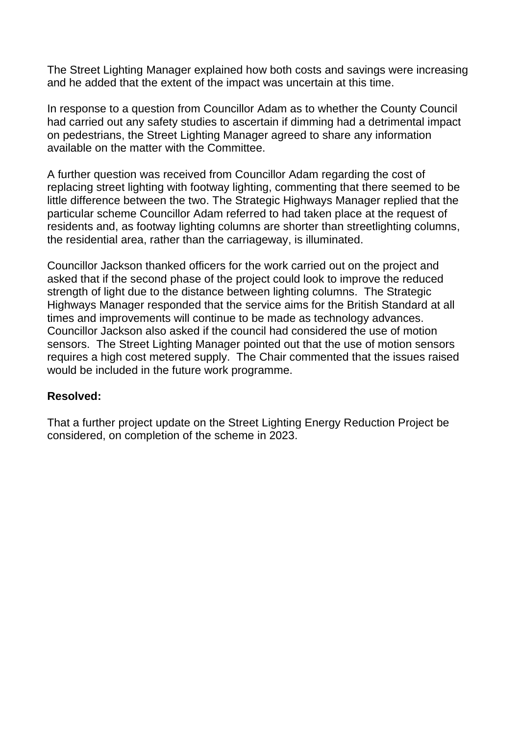The Street Lighting Manager explained how both costs and savings were increasing and he added that the extent of the impact was uncertain at this time.

In response to a question from Councillor Adam as to whether the County Council had carried out any safety studies to ascertain if dimming had a detrimental impact on pedestrians, the Street Lighting Manager agreed to share any information available on the matter with the Committee.

A further question was received from Councillor Adam regarding the cost of replacing street lighting with footway lighting, commenting that there seemed to be little difference between the two. The Strategic Highways Manager replied that the particular scheme Councillor Adam referred to had taken place at the request of residents and, as footway lighting columns are shorter than streetlighting columns, the residential area, rather than the carriageway, is illuminated.

Councillor Jackson thanked officers for the work carried out on the project and asked that if the second phase of the project could look to improve the reduced strength of light due to the distance between lighting columns. The Strategic Highways Manager responded that the service aims for the British Standard at all times and improvements will continue to be made as technology advances. Councillor Jackson also asked if the council had considered the use of motion sensors. The Street Lighting Manager pointed out that the use of motion sensors requires a high cost metered supply. The Chair commented that the issues raised would be included in the future work programme.

**Resolved:**

That a further project update on the Street Lighting Energy Reduction Project be considered, on completion of the scheme in 2023.